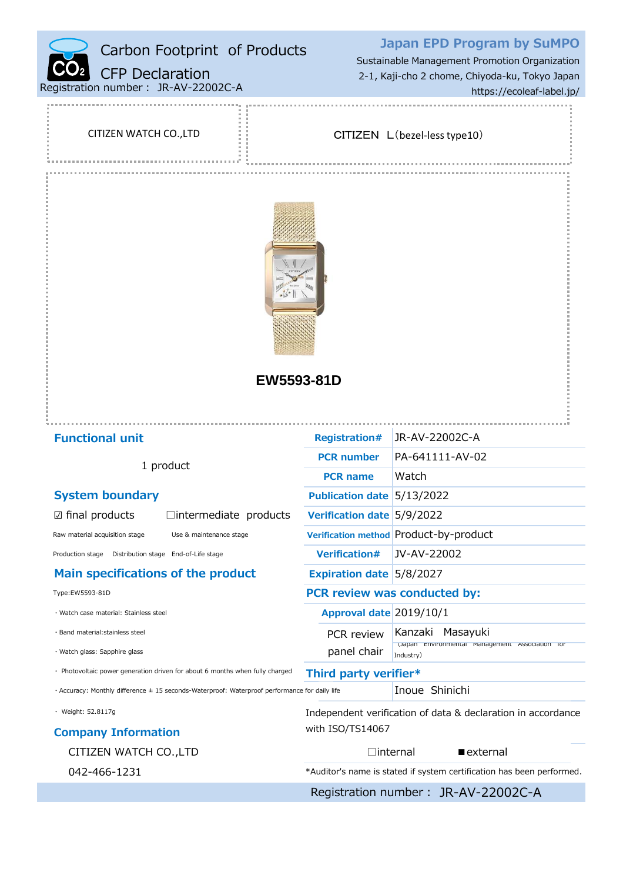# Carbon Footprint of Products

## CFP Declaration

Registration number： JR-AV-22002C-A

**Japan EPD Program by SuMPO**

Sustainable Management Promotion Organization

2-1, Kaji-cho 2 chome, Chiyoda-ku, Tokyo Japan

https://ecoleaf-label.jp/

CITIZEN WATCH CO.,LTD

CITIZEN L（bezel-less type10）

**EW5593-81D**

## Functional unit

1 product

## System boundary

☑ final products ☐intermediate products

Raw material acquisition stage　Use & maintenance stage

Production stage　Distribution stage　End-of-Life stage

## Main specifications of the product

Type:EW5593-81D

・Watch case material: Stainless steel

・Band material:stainless steel

・Watch glass: Sapphire glass

・ Photovoltaic power generation driven for about 6 months when fully charged

・Accuracy: Monthly difference ± 15 seconds-Waterproof: Waterproof performance for daily life

・ Weight: 52.8117g

## Company Information

CITIZEN WATCH CO.,LTD

042-466-1231

| | |
|---|---|
| **Registration#** | JR-AV-22002C-A |
| **PCR number** | PA-641111-AV-02 |
| **PCR name** | Watch |
| **Publication date** | 5/13/2022 |
| **Verification date** | 5/9/2022 |
| **Verification method** | Product-by-product |
| **Verification#** | JV-AV-22002 |
| **Expiration date** | 5/8/2027 |

**PCR review was conducted by:**

| | |
|---|---|
| **Approval date** | 2019/10/1 |
| PCR review panel chair | Kanzaki Masayuki (Japan Environmental Management Association for Industry) |

**Third party verifier***

Inoue Shinichi

Independent verification of data & declaration in accordance with ISO/TS14067

☐internal　■external

*Auditor's name is stated if system certification has been performed.

Registration number： JR-AV-22002C-A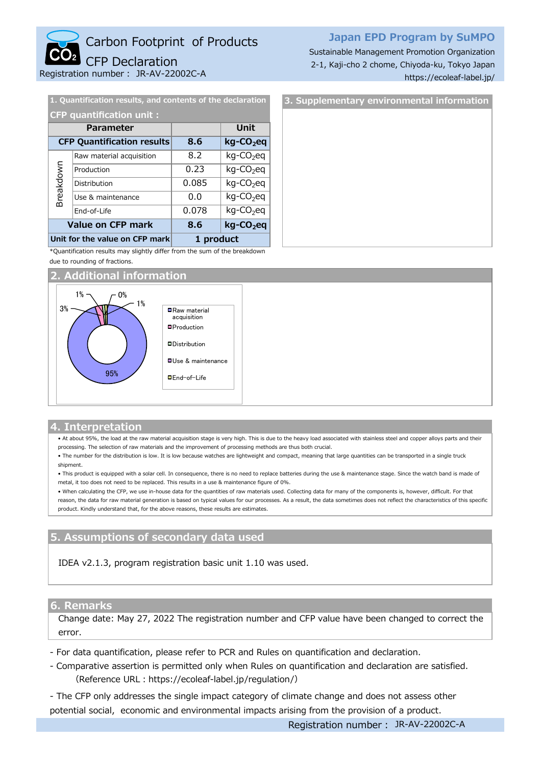# Carbon Footprint of Products CFP Declaration

Registration number : JR-AV-22002C-A

**Japan EPD Program by SuMPO**

Sustainable Management Promotion Organization
2-1, Kaji-cho 2 chome, Chiyoda-ku, Tokyo Japan
https://ecoleaf-label.jp/

## 1. Quantification results, and contents of the declaration

**CFP quantification unit :**

| Parameter | | | Unit |
|---|---|---|---|
| **CFP Quantification results** | | **8.6** | **kg-$CO_2$eq** |
| Breakdown | Raw material acquisition | 8.2 | kg-$CO_2$eq |
| | Production | 0.23 | kg-$CO_2$eq |
| | Distribution | 0.085 | kg-$CO_2$eq |
| | Use & maintenance | 0.0 | kg-$CO_2$eq |
| | End-of-Life | 0.078 | kg-$CO_2$eq |
| **Value on CFP mark** | | **8.6** | **kg-$CO_2$eq** |
| **Unit for the value on CFP mark** | | **1 product** | |

*Quantification results may slightly differ from the sum of the breakdown due to rounding of fractions.

## 3. Supplementary environmental information

## 2. Additional information

1%
0%
1%
3%
95%

Raw material acquisition
Production
Distribution
Use & maintenance
End-of-Life

## 4. Interpretation

- At about 95%, the load at the raw material acquisition stage is very high. This is due to the heavy load associated with stainless steel and copper alloys parts and their processing. The selection of raw materials and the improvement of processing methods are thus both crucial.
- The number for the distribution is low. It is low because watches are lightweight and compact, meaning that large quantities can be transported in a single truck shipment.
- This product is equipped with a solar cell. In consequence, there is no need to replace batteries during the use & maintenance stage. Since the watch band is made of metal, it too does not need to be replaced. This results in a use & maintenance figure of 0%.
- When calculating the CFP, we use in-house data for the quantities of raw materials used. Collecting data for many of the components is, however, difficult. For that reason, the data for raw material generation is based on typical values for our processes. As a result, the data sometimes does not reflect the characteristics of this specific product. Kindly understand that, for the above reasons, these results are estimates.

## 5. Assumptions of secondary data used

IDEA v2.1.3, program registration basic unit 1.10 was used.

## 6. Remarks

Change date: May 27, 2022 The registration number and CFP value have been changed to correct the error.

- For data quantification, please refer to PCR and Rules on quantification and declaration.
- Comparative assertion is permitted only when Rules on quantification and declaration are satisfied.
  (Reference URL : https://ecoleaf-label.jp/regulation/)

- The CFP only addresses the single impact category of climate change and does not assess other potential social, economic and environmental impacts arising from the provision of a product.

Registration number : JR-AV-22002C-A